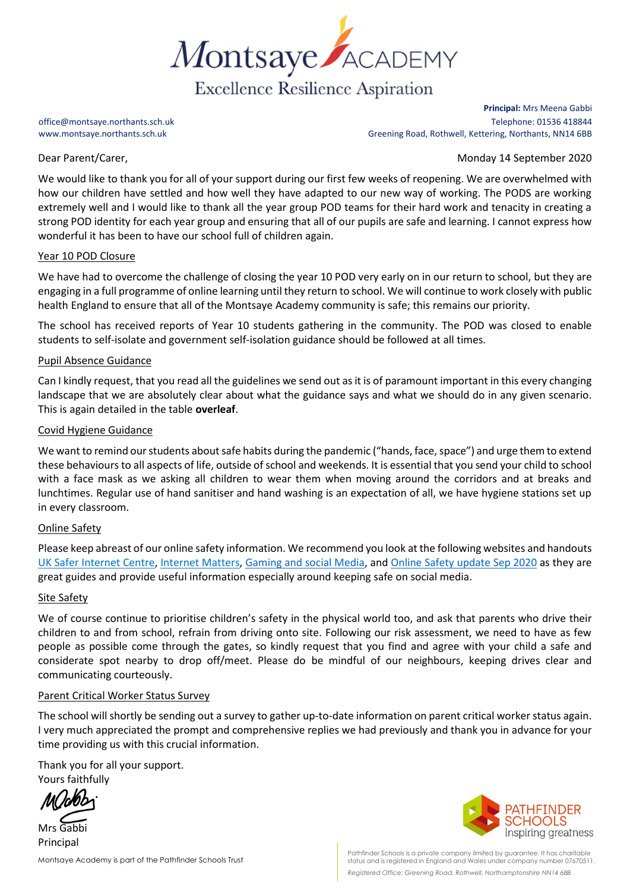# Montsaye ACADEMY

Excellence Resilience Aspiration

office@montsaye.northants.sch.uk
www.montsaye.northants.sch.uk

**Principal:** Mrs Meena Gabbi
Telephone: 01536 418844
Greening Road, Rothwell, Kettering, Northants, NN14 6BB

Dear Parent/Carer,

Monday 14 September 2020

We would like to thank you for all of your support during our first few weeks of reopening. We are overwhelmed with how our children have settled and how well they have adapted to our new way of working. The PODS are working extremely well and I would like to thank all the year group POD teams for their hard work and tenacity in creating a strong POD identity for each year group and ensuring that all of our pupils are safe and learning. I cannot express how wonderful it has been to have our school full of children again.

<u>Year 10 POD Closure</u>

We have had to overcome the challenge of closing the year 10 POD very early on in our return to school, but they are engaging in a full programme of online learning until they return to school. We will continue to work closely with public health England to ensure that all of the Montsaye Academy community is safe; this remains our priority.

The school has received reports of Year 10 students gathering in the community. The POD was closed to enable students to self-isolate and government self-isolation guidance should be followed at all times.

<u>Pupil Absence Guidance</u>

Can I kindly request, that you read all the guidelines we send out as it is of paramount important in this every changing landscape that we are absolutely clear about what the guidance says and what we should do in any given scenario. This is again detailed in the table **overleaf**.

<u>Covid Hygiene Guidance</u>

We want to remind our students about safe habits during the pandemic ("hands, face, space") and urge them to extend these behaviours to all aspects of life, outside of school and weekends. It is essential that you send your child to school with a face mask as we asking all children to wear them when moving around the corridors and at breaks and lunchtimes. Regular use of hand sanitiser and hand washing is an expectation of all, we have hygiene stations set up in every classroom.

<u>Online Safety</u>

Please keep abreast of our online safety information. We recommend you look at the following websites and handouts UK Safer Internet Centre, Internet Matters, Gaming and social Media, and Online Safety update Sep 2020 as they are great guides and provide useful information especially around keeping safe on social media.

<u>Site Safety</u>

We of course continue to prioritise children's safety in the physical world too, and ask that parents who drive their children to and from school, refrain from driving onto site. Following our risk assessment, we need to have as few people as possible come through the gates, so kindly request that you find and agree with your child a safe and considerate spot nearby to drop off/meet. Please do be mindful of our neighbours, keeping drives clear and communicating courteously.

<u>Parent Critical Worker Status Survey</u>

The school will shortly be sending out a survey to gather up-to-date information on parent critical worker status again. I very much appreciated the prompt and comprehensive replies we had previously and thank you in advance for your time providing us with this crucial information.

Thank you for all your support.
Yours faithfully

Mrs Gabbi
Principal

Montsaye Academy is part of the Pathfinder Schools Trust

PATHFINDER SCHOOLS
Inspiring greatness

Pathfinder Schools is a private company limited by guarantee. It has charitable status and is registered in England and Wales under company number 07670511.

*Registered Office: Greening Road, Rothwell, Northamptonshire NN14 6BB*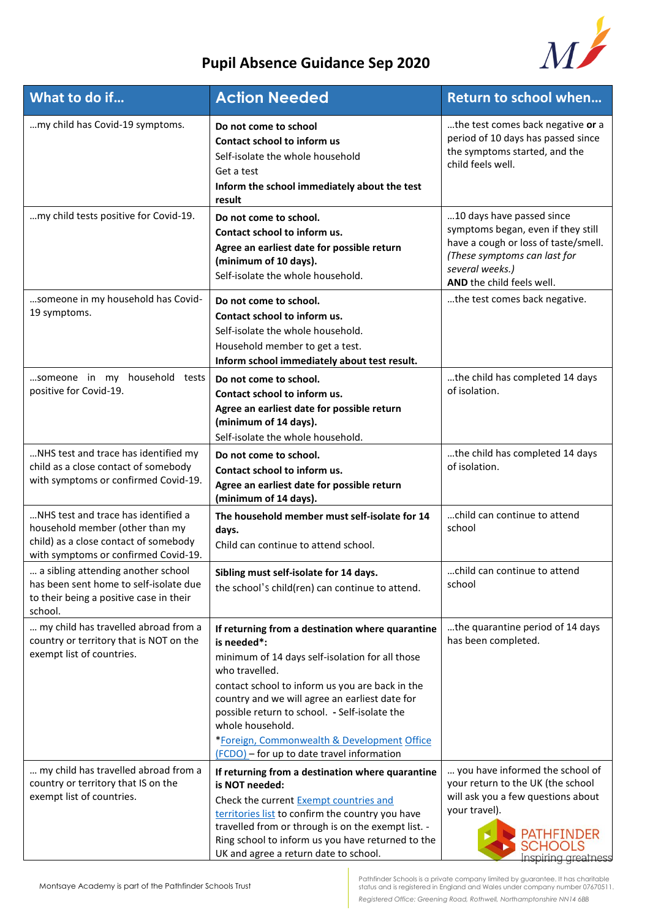# Pupil Absence Guidance Sep 2020

| What to do if… | Action Needed | Return to school when… |
|---|---|---|
| …my child has Covid-19 symptoms. | **Do not come to school**<br>**Contact school to inform us**<br>Self-isolate the whole household<br>Get a test<br>**Inform the school immediately about the test result** | …the test comes back negative **or** a period of 10 days has passed since the symptoms started, and the child feels well. |
| …my child tests positive for Covid-19. | **Do not come to school.**<br>**Contact school to inform us.**<br>**Agree an earliest date for possible return (minimum of 10 days).**<br>Self-isolate the whole household. | …10 days have passed since symptoms began, even if they still have a cough or loss of taste/smell. *(These symptoms can last for several weeks.)*<br>**AND** the child feels well. |
| …someone in my household has Covid-19 symptoms. | **Do not come to school.**<br>**Contact school to inform us.**<br>Self-isolate the whole household.<br>Household member to get a test.<br>**Inform school immediately about test result.** | …the test comes back negative. |
| …someone in my household tests positive for Covid-19. | **Do not come to school.**<br>**Contact school to inform us.**<br>**Agree an earliest date for possible return (minimum of 14 days).**<br>Self-isolate the whole household. | …the child has completed 14 days of isolation. |
| …NHS test and trace has identified my child as a close contact of somebody with symptoms or confirmed Covid-19. | **Do not come to school.**<br>**Contact school to inform us.**<br>**Agree an earliest date for possible return (minimum of 14 days).** | …the child has completed 14 days of isolation. |
| …NHS test and trace has identified a household member (other than my child) as a close contact of somebody with symptoms or confirmed Covid-19. | **The household member must self-isolate for 14 days.**<br>Child can continue to attend school. | …child can continue to attend school |
| … a sibling attending another school has been sent home to self-isolate due to their being a positive case in their school. | **Sibling must self-isolate for 14 days.**<br>the school's child(ren) can continue to attend. | …child can continue to attend school |
| … my child has travelled abroad from a country or territory that is NOT on the exempt list of countries. | **If returning from a destination where quarantine is needed*:**<br>minimum of 14 days self-isolation for all those who travelled.<br>contact school to inform us you are back in the country and we will agree an earliest date for possible return to school. - Self-isolate the whole household.<br>*Foreign, Commonwealth & Development Office (FCDO) – for up to date travel information | …the quarantine period of 14 days has been completed. |
| … my child has travelled abroad from a country or territory that IS on the exempt list of countries. | **If returning from a destination where quarantine is NOT needed:**<br>Check the current Exempt countries and territories list to confirm the country you have travelled from or through is on the exempt list. - Ring school to inform us you have returned to the UK and agree a return date to school. | … you have informed the school of your return to the UK (the school will ask you a few questions about your travel). |

Montsaye Academy is part of the Pathfinder Schools Trust

Pathfinder Schools is a private company limited by guarantee. It has charitable status and is registered in England and Wales under company number 07670511.

*Registered Office: Greening Road, Rothwell, Northamptonshire NN14 6BB*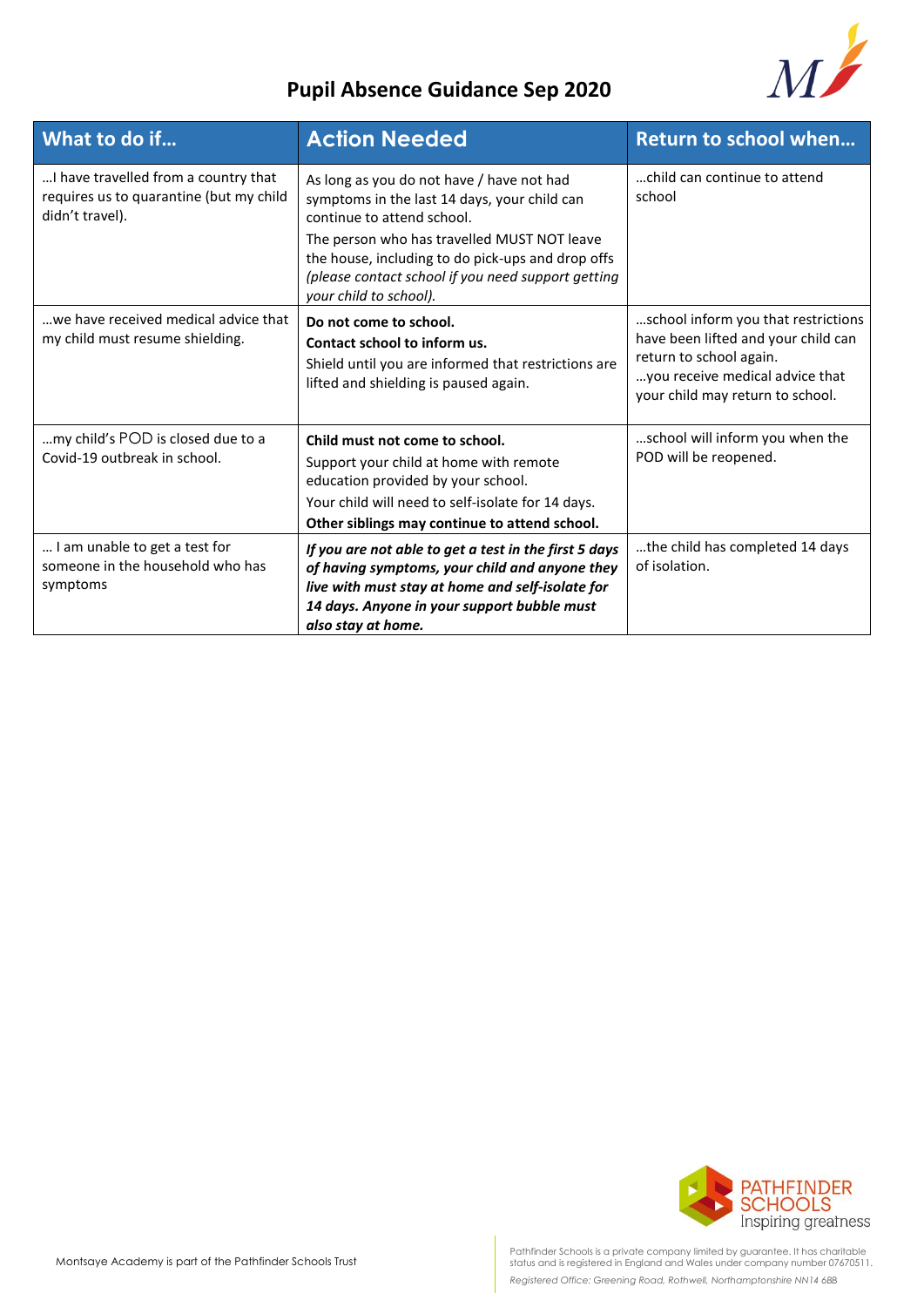# Pupil Absence Guidance Sep 2020

| What to do if… | Action Needed | Return to school when… |
| --- | --- | --- |
| …I have travelled from a country that requires us to quarantine (but my child didn't travel). | As long as you do not have / have not had symptoms in the last 14 days, your child can continue to attend school.<br>The person who has travelled MUST NOT leave the house, including to do pick-ups and drop offs *(please contact school if you need support getting your child to school).* | …child can continue to attend school |
| …we have received medical advice that my child must resume shielding. | **Do not come to school.**<br>**Contact school to inform us.**<br>Shield until you are informed that restrictions are lifted and shielding is paused again. | …school inform you that restrictions have been lifted and your child can return to school again.<br>…you receive medical advice that your child may return to school. |
| …my child's POD is closed due to a Covid-19 outbreak in school. | **Child must not come to school.**<br>Support your child at home with remote education provided by your school.<br>Your child will need to self-isolate for 14 days.<br>**Other siblings may continue to attend school.** | …school will inform you when the POD will be reopened. |
| … I am unable to get a test for someone in the household who has symptoms | ***If you are not able to get a test in the first 5 days of having symptoms, your child and anyone they live with must stay at home and self-isolate for 14 days. Anyone in your support bubble must also stay at home.*** | …the child has completed 14 days of isolation. |

Montsaye Academy is part of the Pathfinder Schools Trust

Pathfinder Schools is a private company limited by guarantee. It has charitable status and is registered in England and Wales under company number 07670511.

*Registered Office: Greening Road, Rothwell, Northamptonshire NN14 6BB*